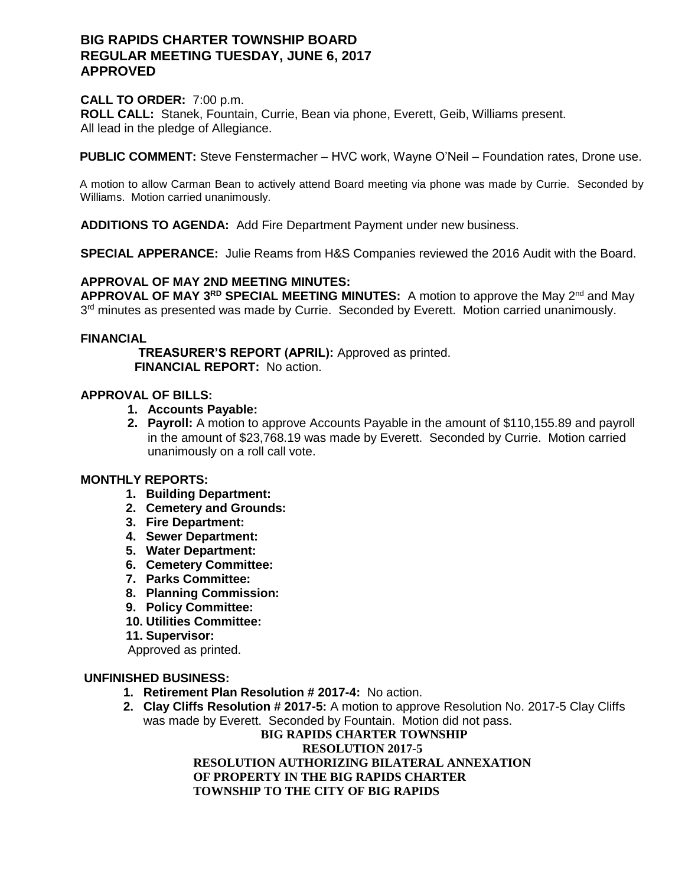# BIG RAPIDS CHARTER TOWNSHIP BOARD
# REGULAR MEETING TUESDAY, JUNE 6, 2017
# APPROVED

**CALL TO ORDER:** 7:00 p.m.
**ROLL CALL:** Stanek, Fountain, Currie, Bean via phone, Everett, Geib, Williams present.
All lead in the pledge of Allegiance.

**PUBLIC COMMENT:** Steve Fenstermacher – HVC work, Wayne O'Neil – Foundation rates, Drone use.

A motion to allow Carman Bean to actively attend Board meeting via phone was made by Currie. Seconded by Williams. Motion carried unanimously.

**ADDITIONS TO AGENDA:** Add Fire Department Payment under new business.

**SPECIAL APPERANCE:** Julie Reams from H&S Companies reviewed the 2016 Audit with the Board.

**APPROVAL OF MAY 2ND MEETING MINUTES:**
**APPROVAL OF MAY 3RD SPECIAL MEETING MINUTES:** A motion to approve the May 2nd and May 3rd minutes as presented was made by Currie. Seconded by Everett. Motion carried unanimously.

**FINANCIAL**

**TREASURER'S REPORT (APRIL):** Approved as printed.
**FINANCIAL REPORT:** No action.

**APPROVAL OF BILLS:**

1. **Accounts Payable:**
2. **Payroll:** A motion to approve Accounts Payable in the amount of $110,155.89 and payroll in the amount of $23,768.19 was made by Everett. Seconded by Currie. Motion carried unanimously on a roll call vote.

**MONTHLY REPORTS:**

1. **Building Department:**
2. **Cemetery and Grounds:**
3. **Fire Department:**
4. **Sewer Department:**
5. **Water Department:**
6. **Cemetery Committee:**
7. **Parks Committee:**
8. **Planning Commission:**
9. **Policy Committee:**
10. **Utilities Committee:**
11. **Supervisor:**

Approved as printed.

**UNFINISHED BUSINESS:**

1. **Retirement Plan Resolution # 2017-4:** No action.
2. **Clay Cliffs Resolution # 2017-5:** A motion to approve Resolution No. 2017-5 Clay Cliffs was made by Everett. Seconded by Fountain. Motion did not pass.

**BIG RAPIDS CHARTER TOWNSHIP**
**RESOLUTION 2017-5**
**RESOLUTION AUTHORIZING BILATERAL ANNEXATION OF PROPERTY IN THE BIG RAPIDS CHARTER TOWNSHIP TO THE CITY OF BIG RAPIDS**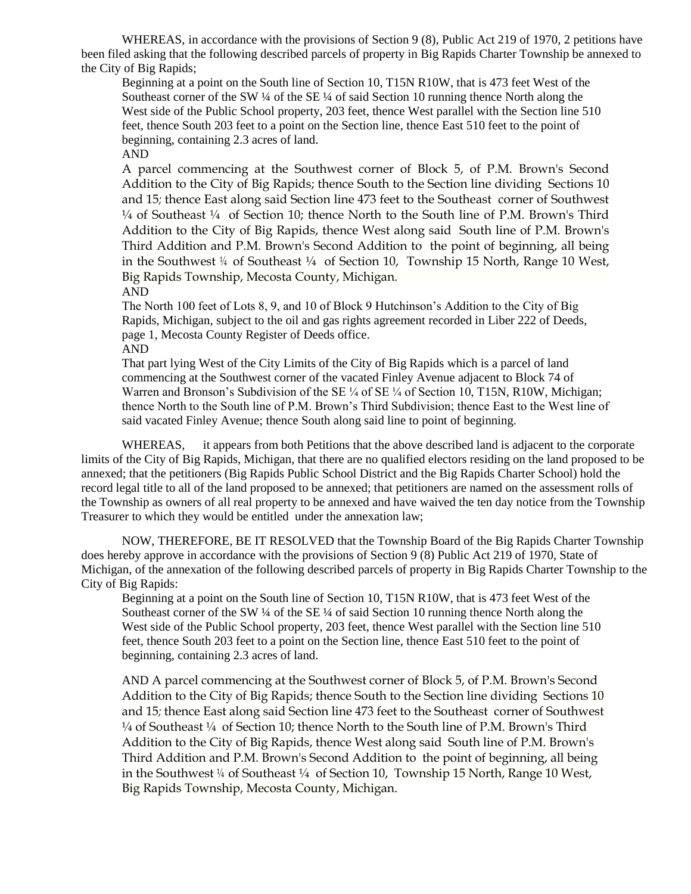WHEREAS, in accordance with the provisions of Section 9 (8), Public Act 219 of 1970, 2 petitions have been filed asking that the following described parcels of property in Big Rapids Charter Township be annexed to the City of Big Rapids;

> Beginning at a point on the South line of Section 10, T15N R10W, that is 473 feet West of the Southeast corner of the SW ¼ of the SE ¼ of said Section 10 running thence North along the West side of the Public School property, 203 feet, thence West parallel with the Section line 510 feet, thence South 203 feet to a point on the Section line, thence East 510 feet to the point of beginning, containing 2.3 acres of land.
>
> AND
>
> A parcel commencing at the Southwest corner of Block 5, of P.M. Brown's Second Addition to the City of Big Rapids; thence South to the Section line dividing Sections 10 and 15; thence East along said Section line 473 feet to the Southeast corner of Southwest ¼ of Southeast ¼ of Section 10; thence North to the South line of P.M. Brown's Third Addition to the City of Big Rapids, thence West along said South line of P.M. Brown's Third Addition and P.M. Brown's Second Addition to the point of beginning, all being in the Southwest ¼ of Southeast ¼ of Section 10, Township 15 North, Range 10 West, Big Rapids Township, Mecosta County, Michigan.
>
> AND
>
> The North 100 feet of Lots 8, 9, and 10 of Block 9 Hutchinson's Addition to the City of Big Rapids, Michigan, subject to the oil and gas rights agreement recorded in Liber 222 of Deeds, page 1, Mecosta County Register of Deeds office.
>
> AND
>
> That part lying West of the City Limits of the City of Big Rapids which is a parcel of land commencing at the Southwest corner of the vacated Finley Avenue adjacent to Block 74 of Warren and Bronson's Subdivision of the SE ¼ of SE ¼ of Section 10, T15N, R10W, Michigan; thence North to the South line of P.M. Brown's Third Subdivision; thence East to the West line of said vacated Finley Avenue; thence South along said line to point of beginning.

WHEREAS, it appears from both Petitions that the above described land is adjacent to the corporate limits of the City of Big Rapids, Michigan, that there are no qualified electors residing on the land proposed to be annexed; that the petitioners (Big Rapids Public School District and the Big Rapids Charter School) hold the record legal title to all of the land proposed to be annexed; that petitioners are named on the assessment rolls of the Township as owners of all real property to be annexed and have waived the ten day notice from the Township Treasurer to which they would be entitled under the annexation law;

NOW, THEREFORE, BE IT RESOLVED that the Township Board of the Big Rapids Charter Township does hereby approve in accordance with the provisions of Section 9 (8) Public Act 219 of 1970, State of Michigan, of the annexation of the following described parcels of property in Big Rapids Charter Township to the City of Big Rapids:

> Beginning at a point on the South line of Section 10, T15N R10W, that is 473 feet West of the Southeast corner of the SW ¼ of the SE ¼ of said Section 10 running thence North along the West side of the Public School property, 203 feet, thence West parallel with the Section line 510 feet, thence South 203 feet to a point on the Section line, thence East 510 feet to the point of beginning, containing 2.3 acres of land.
>
> AND A parcel commencing at the Southwest corner of Block 5, of P.M. Brown's Second Addition to the City of Big Rapids; thence South to the Section line dividing Sections 10 and 15; thence East along said Section line 473 feet to the Southeast corner of Southwest ¼ of Southeast ¼ of Section 10; thence North to the South line of P.M. Brown's Third Addition to the City of Big Rapids, thence West along said South line of P.M. Brown's Third Addition and P.M. Brown's Second Addition to the point of beginning, all being in the Southwest ¼ of Southeast ¼ of Section 10, Township 15 North, Range 10 West, Big Rapids Township, Mecosta County, Michigan.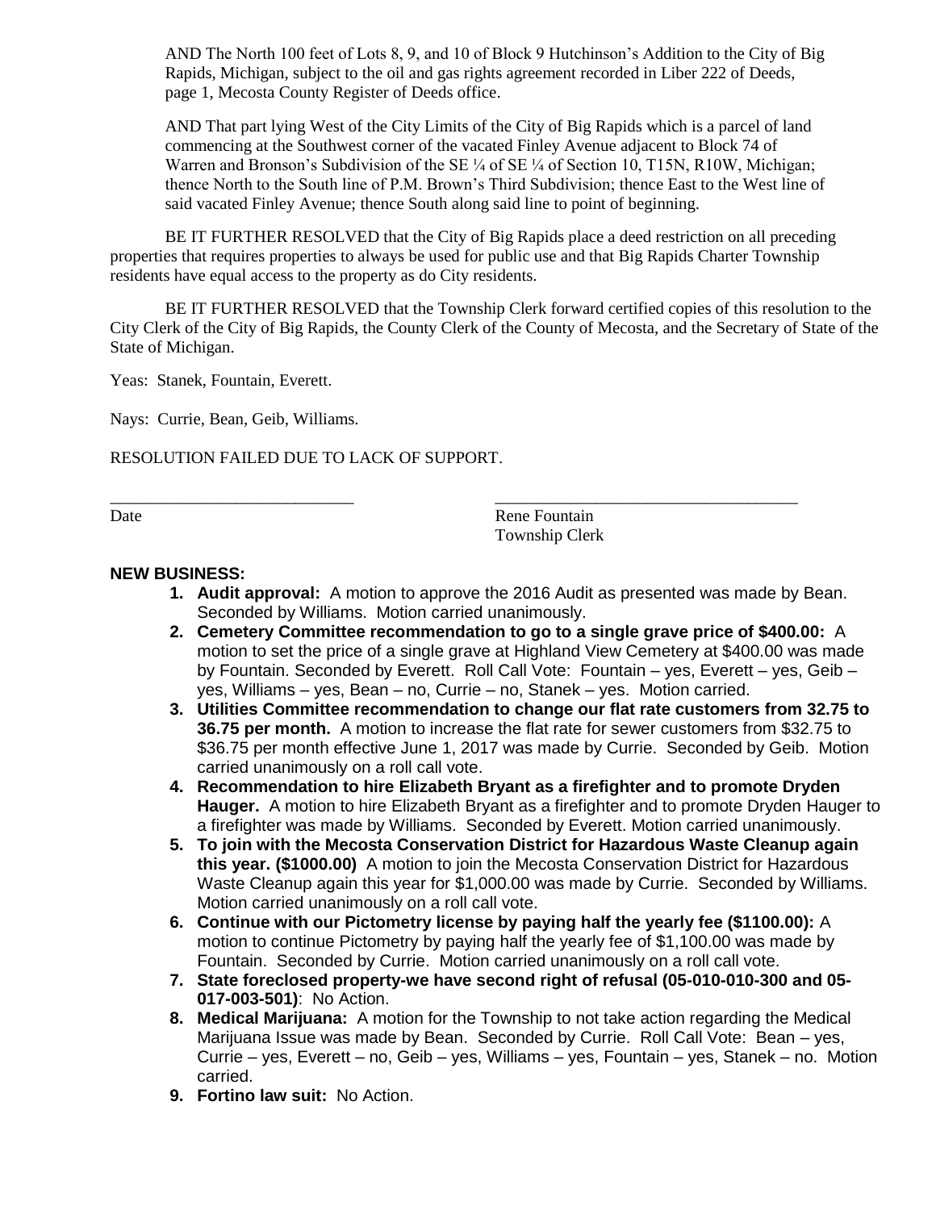AND The North 100 feet of Lots 8, 9, and 10 of Block 9 Hutchinson's Addition to the City of Big Rapids, Michigan, subject to the oil and gas rights agreement recorded in Liber 222 of Deeds, page 1, Mecosta County Register of Deeds office.

AND That part lying West of the City Limits of the City of Big Rapids which is a parcel of land commencing at the Southwest corner of the vacated Finley Avenue adjacent to Block 74 of Warren and Bronson's Subdivision of the SE ¼ of SE ¼ of Section 10, T15N, R10W, Michigan; thence North to the South line of P.M. Brown's Third Subdivision; thence East to the West line of said vacated Finley Avenue; thence South along said line to point of beginning.

BE IT FURTHER RESOLVED that the City of Big Rapids place a deed restriction on all preceding properties that requires properties to always be used for public use and that Big Rapids Charter Township residents have equal access to the property as do City residents.

BE IT FURTHER RESOLVED that the Township Clerk forward certified copies of this resolution to the City Clerk of the City of Big Rapids, the County Clerk of the County of Mecosta, and the Secretary of State of the State of Michigan.

Yeas: Stanek, Fountain, Everett.

Nays: Currie, Bean, Geib, Williams.

RESOLUTION FAILED DUE TO LACK OF SUPPORT.

______________________________ ______________________________
Date Rene Fountain
Township Clerk

**NEW BUSINESS:**

1. **Audit approval:** A motion to approve the 2016 Audit as presented was made by Bean. Seconded by Williams. Motion carried unanimously.
2. **Cemetery Committee recommendation to go to a single grave price of $400.00:** A motion to set the price of a single grave at Highland View Cemetery at $400.00 was made by Fountain. Seconded by Everett. Roll Call Vote: Fountain – yes, Everett – yes, Geib – yes, Williams – yes, Bean – no, Currie – no, Stanek – yes. Motion carried.
3. **Utilities Committee recommendation to change our flat rate customers from 32.75 to 36.75 per month.** A motion to increase the flat rate for sewer customers from $32.75 to $36.75 per month effective June 1, 2017 was made by Currie. Seconded by Geib. Motion carried unanimously on a roll call vote.
4. **Recommendation to hire Elizabeth Bryant as a firefighter and to promote Dryden Hauger.** A motion to hire Elizabeth Bryant as a firefighter and to promote Dryden Hauger to a firefighter was made by Williams. Seconded by Everett. Motion carried unanimously.
5. **To join with the Mecosta Conservation District for Hazardous Waste Cleanup again this year. ($1000.00)** A motion to join the Mecosta Conservation District for Hazardous Waste Cleanup again this year for $1,000.00 was made by Currie. Seconded by Williams. Motion carried unanimously on a roll call vote.
6. **Continue with our Pictometry license by paying half the yearly fee ($1100.00):** A motion to continue Pictometry by paying half the yearly fee of $1,100.00 was made by Fountain. Seconded by Currie. Motion carried unanimously on a roll call vote.
7. **State foreclosed property-we have second right of refusal (05-010-010-300 and 05-017-003-501)**: No Action.
8. **Medical Marijuana:** A motion for the Township to not take action regarding the Medical Marijuana Issue was made by Bean. Seconded by Currie. Roll Call Vote: Bean – yes, Currie – yes, Everett – no, Geib – yes, Williams – yes, Fountain – yes, Stanek – no. Motion carried.
9. **Fortino law suit:** No Action.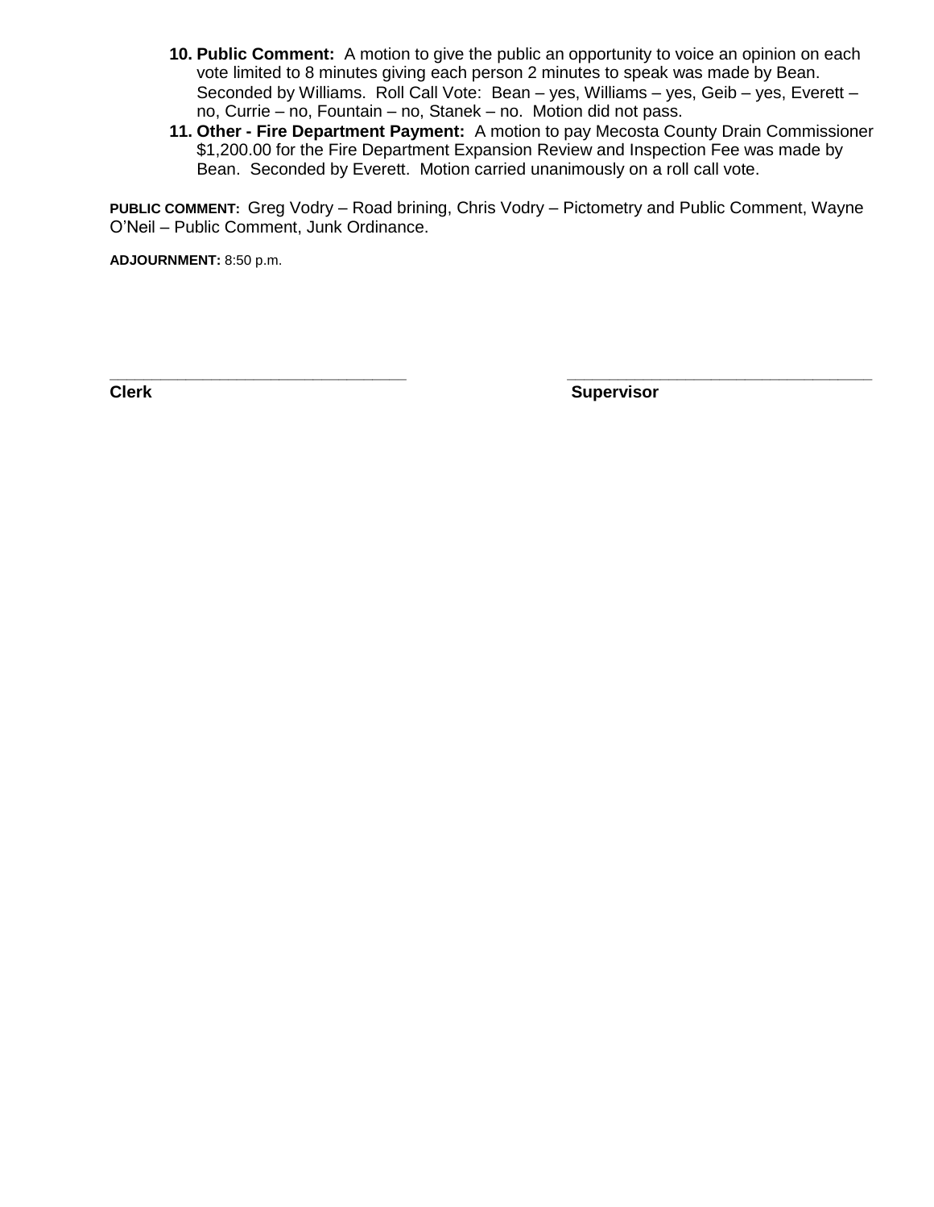10. **Public Comment:** A motion to give the public an opportunity to voice an opinion on each vote limited to 8 minutes giving each person 2 minutes to speak was made by Bean. Seconded by Williams. Roll Call Vote: Bean – yes, Williams – yes, Geib – yes, Everett – no, Currie – no, Fountain – no, Stanek – no. Motion did not pass.
11. **Other - Fire Department Payment:** A motion to pay Mecosta County Drain Commissioner $1,200.00 for the Fire Department Expansion Review and Inspection Fee was made by Bean. Seconded by Everett. Motion carried unanimously on a roll call vote.

**PUBLIC COMMENT:** Greg Vodry – Road brining, Chris Vodry – Pictometry and Public Comment, Wayne O'Neil – Public Comment, Junk Ordinance.

**ADJOURNMENT:** 8:50 p.m.

\_\_\_\_\_\_\_\_\_\_\_\_\_\_\_\_\_\_\_\_\_\_\_\_\_\_\_\_\_\_\_\_\_\_\_\_ \_\_\_\_\_\_\_\_\_\_\_\_\_\_\_\_\_\_\_\_\_\_\_\_\_\_\_\_\_\_\_\_\_\_\_\_

**Clerk** **Supervisor**